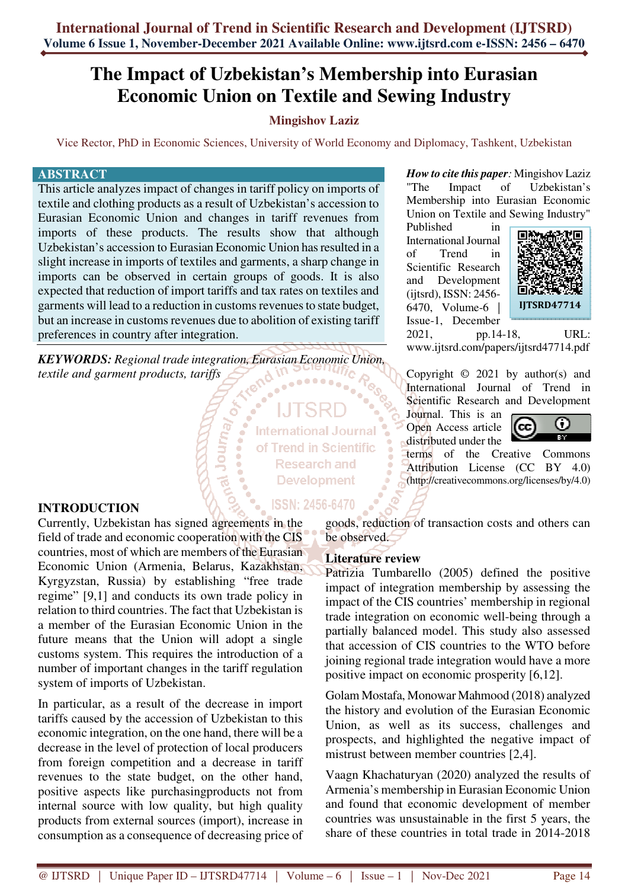# The Impact of Uzbekistan's Membership into Eurasian Economic Union on Textile and Sewing Industry

**Mingishov Laziz**

Vice Rector, PhD in Economic Sciences, University of World Economy and Diplomacy, Tashkent, Uzbekistan

## ABSTRACT

This article analyzes impact of changes in tariff policy on imports of textile and clothing products as a result of Uzbekistan's accession to Eurasian Economic Union and changes in tariff revenues from imports of these products. The results show that although Uzbekistan's accession to Eurasian Economic Union has resulted in a slight increase in imports of textiles and garments, a sharp change in imports can be observed in certain groups of goods. It is also expected that reduction of import tariffs and tax rates on textiles and garments will lead to a reduction in customs revenues to state budget, but an increase in customs revenues due to abolition of existing tariff preferences in country after integration.

***KEYWORDS:*** *Regional trade integration, Eurasian Economic Union, textile and garment products, tariffs*

***How to cite this paper:*** Mingishov Laziz "The Impact of Uzbekistan's Membership into Eurasian Economic Union on Textile and Sewing Industry" Published in International Journal of Trend in Scientific Research and Development (ijtsrd), ISSN: 2456-6470, Volume-6 | Issue-1, December 2021, pp.14-18, URL: www.ijtsrd.com/papers/ijtsrd47714.pdf

IJTSRD47714

Copyright © 2021 by author(s) and International Journal of Trend in Scientific Research and Development Journal. This is an Open Access article distributed under the terms of the Creative Commons Attribution License (CC BY 4.0) (http://creativecommons.org/licenses/by/4.0)

## INTRODUCTION

Currently, Uzbekistan has signed agreements in the field of trade and economic cooperation with the CIS countries, most of which are members of the Eurasian Economic Union (Armenia, Belarus, Kazakhstan, Kyrgyzstan, Russia) by establishing "free trade regime" [9,1] and conducts its own trade policy in relation to third countries. The fact that Uzbekistan is a member of the Eurasian Economic Union in the future means that the Union will adopt a single customs system. This requires the introduction of a number of important changes in the tariff regulation system of imports of Uzbekistan.

In particular, as a result of the decrease in import tariffs caused by the accession of Uzbekistan to this economic integration, on the one hand, there will be a decrease in the level of protection of local producers from foreign competition and a decrease in tariff revenues to the state budget, on the other hand, positive aspects like purchasingproducts not from internal source with low quality, but high quality products from external sources (import), increase in consumption as a consequence of decreasing price of goods, reduction of transaction costs and others can be observed.

### Literature review

Patrizia Tumbarello (2005) defined the positive impact of integration membership by assessing the impact of the CIS countries' membership in regional trade integration on economic well-being through a partially balanced model. This study also assessed that accession of CIS countries to the WTO before joining regional trade integration would have a more positive impact on economic prosperity [6,12].

Golam Mostafa, Monowar Mahmood (2018) analyzed the history and evolution of the Eurasian Economic Union, as well as its success, challenges and prospects, and highlighted the negative impact of mistrust between member countries [2,4].

Vaagn Khachaturyan (2020) analyzed the results of Armenia's membership in Eurasian Economic Union and found that economic development of member countries was unsustainable in the first 5 years, the share of these countries in total trade in 2014-2018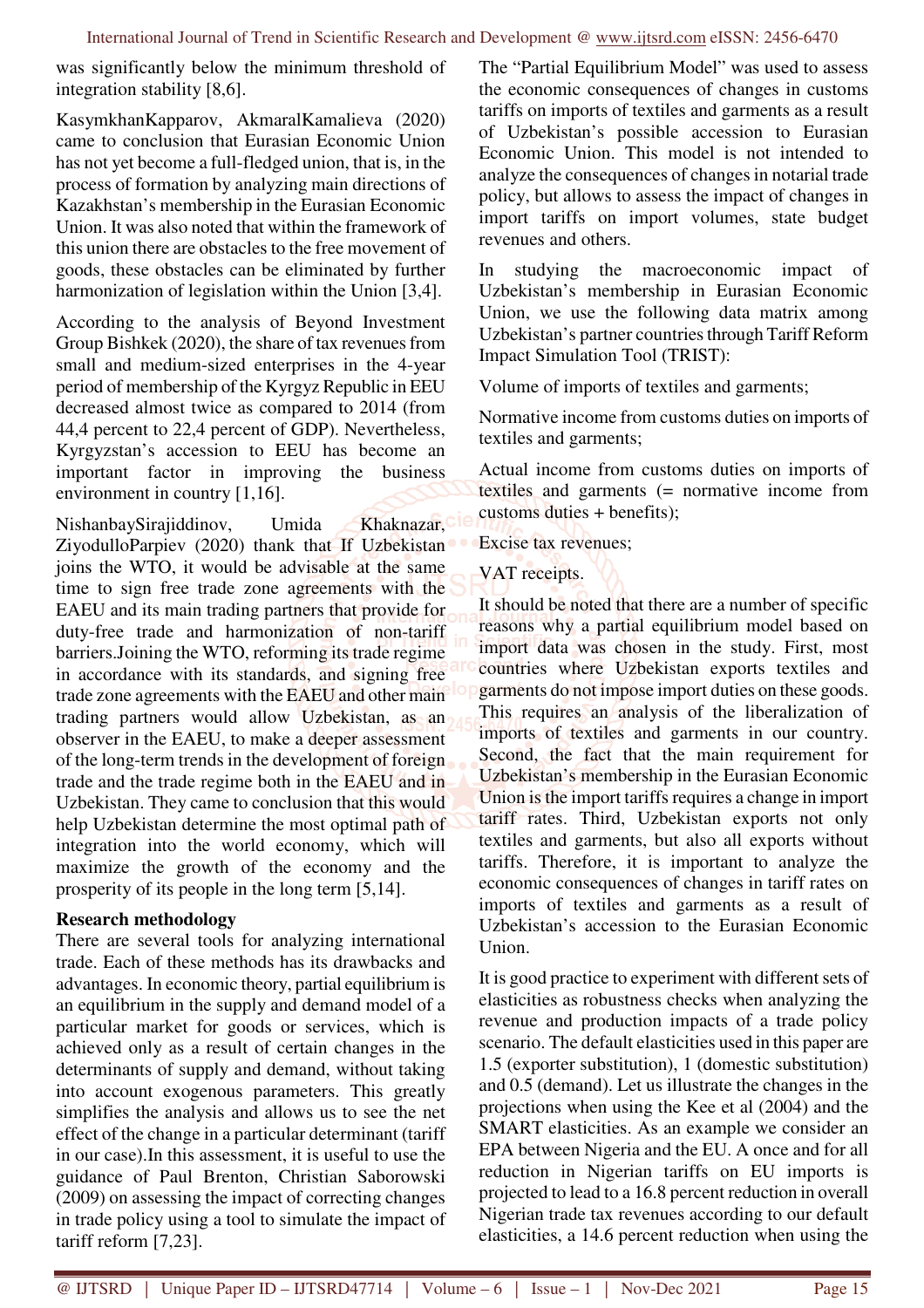was significantly below the minimum threshold of integration stability [8,6].

KasymkhanKapparov, AkmaralKamalieva (2020) came to conclusion that Eurasian Economic Union has not yet become a full-fledged union, that is, in the process of formation by analyzing main directions of Kazakhstan's membership in the Eurasian Economic Union. It was also noted that within the framework of this union there are obstacles to the free movement of goods, these obstacles can be eliminated by further harmonization of legislation within the Union [3,4].

According to the analysis of Beyond Investment Group Bishkek (2020), the share of tax revenues from small and medium-sized enterprises in the 4-year period of membership of the Kyrgyz Republic in EEU decreased almost twice as compared to 2014 (from 44,4 percent to 22,4 percent of GDP). Nevertheless, Kyrgyzstan's accession to EEU has become an important factor in improving the business environment in country [1,16].

NishanbaySirajiddinov, Umida Khaknazar, ZiyodulloParpiev (2020) thank that If Uzbekistan joins the WTO, it would be advisable at the same time to sign free trade zone agreements with the EAEU and its main trading partners that provide for duty-free trade and harmonization of non-tariff barriers.Joining the WTO, reforming its trade regime in accordance with its standards, and signing free trade zone agreements with the EAEU and other main trading partners would allow Uzbekistan, as an observer in the EAEU, to make a deeper assessment of the long-term trends in the development of foreign trade and the trade regime both in the EAEU and in Uzbekistan. They came to conclusion that this would help Uzbekistan determine the most optimal path of integration into the world economy, which will maximize the growth of the economy and the prosperity of its people in the long term [5,14].

**Research methodology**

There are several tools for analyzing international trade. Each of these methods has its drawbacks and advantages. In economic theory, partial equilibrium is an equilibrium in the supply and demand model of a particular market for goods or services, which is achieved only as a result of certain changes in the determinants of supply and demand, without taking into account exogenous parameters. This greatly simplifies the analysis and allows us to see the net effect of the change in a particular determinant (tariff in our case).In this assessment, it is useful to use the guidance of Paul Brenton, Christian Saborowski (2009) on assessing the impact of correcting changes in trade policy using a tool to simulate the impact of tariff reform [7,23].

The "Partial Equilibrium Model" was used to assess the economic consequences of changes in customs tariffs on imports of textiles and garments as a result of Uzbekistan's possible accession to Eurasian Economic Union. This model is not intended to analyze the consequences of changes in notarial trade policy, but allows to assess the impact of changes in import tariffs on import volumes, state budget revenues and others.

In studying the macroeconomic impact of Uzbekistan's membership in Eurasian Economic Union, we use the following data matrix among Uzbekistan's partner countries through Tariff Reform Impact Simulation Tool (TRIST):

Volume of imports of textiles and garments;

Normative income from customs duties on imports of textiles and garments;

Actual income from customs duties on imports of textiles and garments (= normative income from customs duties + benefits);

Excise tax revenues;

VAT receipts.

It should be noted that there are a number of specific reasons why a partial equilibrium model based on import data was chosen in the study. First, most countries where Uzbekistan exports textiles and garments do not impose import duties on these goods. This requires an analysis of the liberalization of imports of textiles and garments in our country. Second, the fact that the main requirement for Uzbekistan's membership in the Eurasian Economic Union is the import tariffs requires a change in import tariff rates. Third, Uzbekistan exports not only textiles and garments, but also all exports without tariffs. Therefore, it is important to analyze the economic consequences of changes in tariff rates on imports of textiles and garments as a result of Uzbekistan's accession to the Eurasian Economic Union.

It is good practice to experiment with different sets of elasticities as robustness checks when analyzing the revenue and production impacts of a trade policy scenario. The default elasticities used in this paper are 1.5 (exporter substitution), 1 (domestic substitution) and 0.5 (demand). Let us illustrate the changes in the projections when using the Kee et al (2004) and the SMART elasticities. As an example we consider an EPA between Nigeria and the EU. A once and for all reduction in Nigerian tariffs on EU imports is projected to lead to a 16.8 percent reduction in overall Nigerian trade tax revenues according to our default elasticities, a 14.6 percent reduction when using the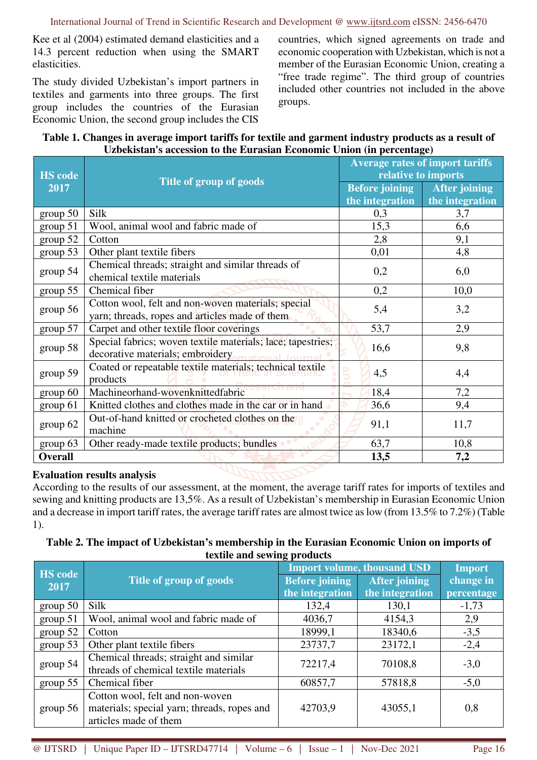Kee et al (2004) estimated demand elasticities and a 14.3 percent reduction when using the SMART elasticities.

The study divided Uzbekistan's import partners in textiles and garments into three groups. The first group includes the countries of the Eurasian Economic Union, the second group includes the CIS countries, which signed agreements on trade and economic cooperation with Uzbekistan, which is not a member of the Eurasian Economic Union, creating a "free trade regime". The third group of countries included other countries not included in the above groups.

**Table 1. Changes in average import tariffs for textile and garment industry products as a result of Uzbekistan's accession to the Eurasian Economic Union (in percentage)**

| HS code 2017 | Title of group of goods | Average rates of import tariffs relative to imports | |
|---|---|---|---|
| | | Before joining the integration | After joining the integration |
| group 50 | Silk | 0,3 | 3,7 |
| group 51 | Wool, animal wool and fabric made of | 15,3 | 6,6 |
| group 52 | Cotton | 2,8 | 9,1 |
| group 53 | Other plant textile fibers | 0,01 | 4,8 |
| group 54 | Chemical threads; straight and similar threads of chemical textile materials | 0,2 | 6,0 |
| group 55 | Chemical fiber | 0,2 | 10,0 |
| group 56 | Cotton wool, felt and non-woven materials; special yarn; threads, ropes and articles made of them | 5,4 | 3,2 |
| group 57 | Carpet and other textile floor coverings | 53,7 | 2,9 |
| group 58 | Special fabrics; woven textile materials; lace; tapestries; decorative materials; embroidery | 16,6 | 9,8 |
| group 59 | Coated or repeatable textile materials; technical textile products | 4,5 | 4,4 |
| group 60 | Machineorhand-wovenknittedfabric | 18,4 | 7,2 |
| group 61 | Knitted clothes and clothes made in the car or in hand | 36,6 | 9,4 |
| group 62 | Out-of-hand knitted or crocheted clothes on the machine | 91,1 | 11,7 |
| group 63 | Other ready-made textile products; bundles | 63,7 | 10,8 |
| **Overall** | | **13,5** | **7,2** |

**Evaluation results analysis**

According to the results of our assessment, at the moment, the average tariff rates for imports of textiles and sewing and knitting products are 13,5%. As a result of Uzbekistan's membership in Eurasian Economic Union and a decrease in import tariff rates, the average tariff rates are almost twice as low (from 13.5% to 7.2%) (Table 1).

**Table 2. The impact of Uzbekistan's membership in the Eurasian Economic Union on imports of textile and sewing products**

| HS code 2017 | Title of group of goods | Import volume, thousand USD | | Import change in percentage |
|---|---|---|---|---|
| | | Before joining the integration | After joining the integration | |
| group 50 | Silk | 132,4 | 130,1 | -1,73 |
| group 51 | Wool, animal wool and fabric made of | 4036,7 | 4154,3 | 2,9 |
| group 52 | Cotton | 18999,1 | 18340,6 | -3,5 |
| group 53 | Other plant textile fibers | 23737,7 | 23172,1 | -2,4 |
| group 54 | Chemical threads; straight and similar threads of chemical textile materials | 72217,4 | 70108,8 | -3,0 |
| group 55 | Chemical fiber | 60857,7 | 57818,8 | -5,0 |
| group 56 | Cotton wool, felt and non-woven materials; special yarn; threads, ropes and articles made of them | 42703,9 | 43055,1 | 0,8 |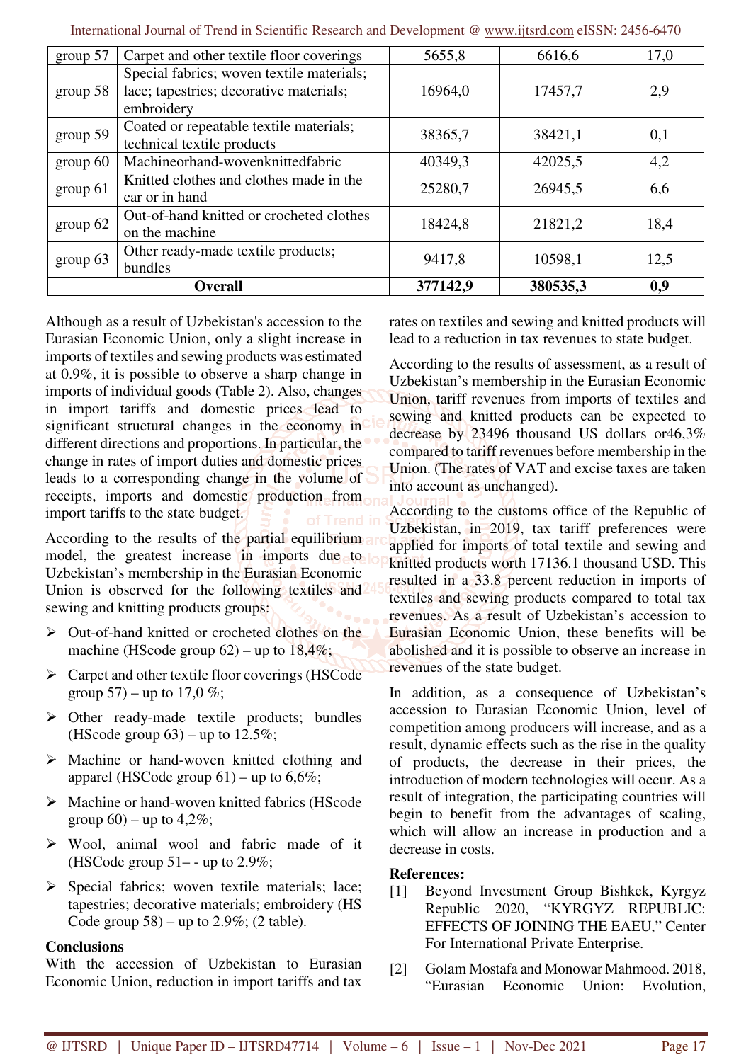| group 57 | Carpet and other textile floor coverings | 5655,8 | 6616,6 | 17,0 |
|---|---|---|---|---|
| group 58 | Special fabrics; woven textile materials; lace; tapestries; decorative materials; embroidery | 16964,0 | 17457,7 | 2,9 |
| group 59 | Coated or repeatable textile materials; technical textile products | 38365,7 | 38421,1 | 0,1 |
| group 60 | Machineorhand-wovenknittedfabric | 40349,3 | 42025,5 | 4,2 |
| group 61 | Knitted clothes and clothes made in the car or in hand | 25280,7 | 26945,5 | 6,6 |
| group 62 | Out-of-hand knitted or crocheted clothes on the machine | 18424,8 | 21821,2 | 18,4 |
| group 63 | Other ready-made textile products; bundles | 9417,8 | 10598,1 | 12,5 |
| **Overall** | | **377142,9** | **380535,3** | **0,9** |

Although as a result of Uzbekistan's accession to the Eurasian Economic Union, only a slight increase in imports of textiles and sewing products was estimated at 0.9%, it is possible to observe a sharp change in imports of individual goods (Table 2). Also, changes in import tariffs and domestic prices lead to significant structural changes in the economy in different directions and proportions. In particular, the change in rates of import duties and domestic prices leads to a corresponding change in the volume of receipts, imports and domestic production from import tariffs to the state budget.

According to the results of the partial equilibrium model, the greatest increase in imports due to Uzbekistan's membership in the Eurasian Economic Union is observed for the following textiles and sewing and knitting products groups:

- Out-of-hand knitted or crocheted clothes on the machine (HScode group 62) – up to 18,4%;
- Carpet and other textile floor coverings (HSCode group 57) – up to 17,0 %;
- Other ready-made textile products; bundles (HScode group 63) – up to 12.5%;
- Machine or hand-woven knitted clothing and apparel (HSCode group 61) – up to 6,6%;
- Machine or hand-woven knitted fabrics (HScode group 60) – up to 4,2%;
- Wool, animal wool and fabric made of it (HSCode group 51– - up to 2.9%;
- Special fabrics; woven textile materials; lace; tapestries; decorative materials; embroidery (HS Code group 58) – up to 2.9%; (2 table).

## Conclusions

With the accession of Uzbekistan to Eurasian Economic Union, reduction in import tariffs and tax rates on textiles and sewing and knitted products will lead to a reduction in tax revenues to state budget.

According to the results of assessment, as a result of Uzbekistan's membership in the Eurasian Economic Union, tariff revenues from imports of textiles and sewing and knitted products can be expected to decrease by 23496 thousand US dollars or46,3% compared to tariff revenues before membership in the Union. (The rates of VAT and excise taxes are taken into account as unchanged).

According to the customs office of the Republic of Uzbekistan, in 2019, tax tariff preferences were applied for imports of total textile and sewing and knitted products worth 17136.1 thousand USD. This resulted in a 33.8 percent reduction in imports of textiles and sewing products compared to total tax revenues. As a result of Uzbekistan's accession to Eurasian Economic Union, these benefits will be abolished and it is possible to observe an increase in revenues of the state budget.

In addition, as a consequence of Uzbekistan's accession to Eurasian Economic Union, level of competition among producers will increase, and as a result, dynamic effects such as the rise in the quality of products, the decrease in their prices, the introduction of modern technologies will occur. As a result of integration, the participating countries will begin to benefit from the advantages of scaling, which will allow an increase in production and a decrease in costs.

## References:

[1] Beyond Investment Group Bishkek, Kyrgyz Republic 2020, "KYRGYZ REPUBLIC: EFFECTS OF JOINING THE EAEU," Center For International Private Enterprise.

[2] Golam Mostafa and Monowar Mahmood. 2018, "Eurasian Economic Union: Evolution,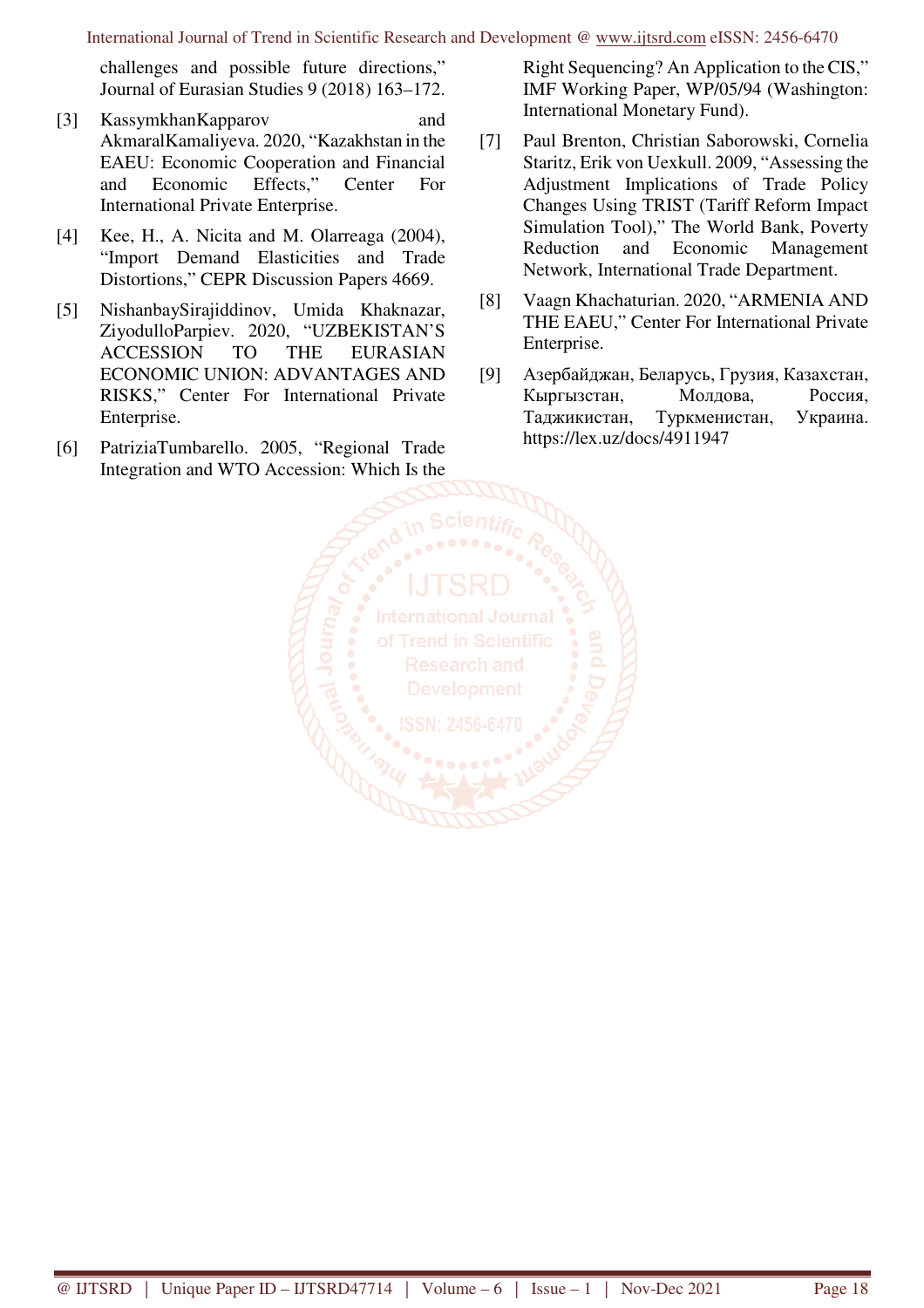challenges and possible future directions," Journal of Eurasian Studies 9 (2018) 163–172.

[3] KassymkhanKapparov and AkmaralKamaliyeva. 2020, "Kazakhstan in the EAEU: Economic Cooperation and Financial and Economic Effects," Center For International Private Enterprise.

[4] Kee, H., A. Nicita and M. Olarreaga (2004), "Import Demand Elasticities and Trade Distortions," CEPR Discussion Papers 4669.

[5] NishanbaySirajiddinov, Umida Khaknazar, ZiyodulloParpiev. 2020, "UZBEKISTAN'S ACCESSION TO THE EURASIAN ECONOMIC UNION: ADVANTAGES AND RISKS," Center For International Private Enterprise.

[6] PatriziaTumbarello. 2005, "Regional Trade Integration and WTO Accession: Which Is the Right Sequencing? An Application to the CIS," IMF Working Paper, WP/05/94 (Washington: International Monetary Fund).

[7] Paul Brenton, Christian Saborowski, Cornelia Staritz, Erik von Uexkull. 2009, "Assessing the Adjustment Implications of Trade Policy Changes Using TRIST (Tariff Reform Impact Simulation Tool)," The World Bank, Poverty Reduction and Economic Management Network, International Trade Department.

[8] Vaagn Khachaturian. 2020, "ARMENIA AND THE EAEU," Center For International Private Enterprise.

[9] Азербайджан, Беларусь, Грузия, Казахстан, Кыргызстан, Молдова, Россия, Таджикистан, Туркменистан, Украина. https://lex.uz/docs/4911947